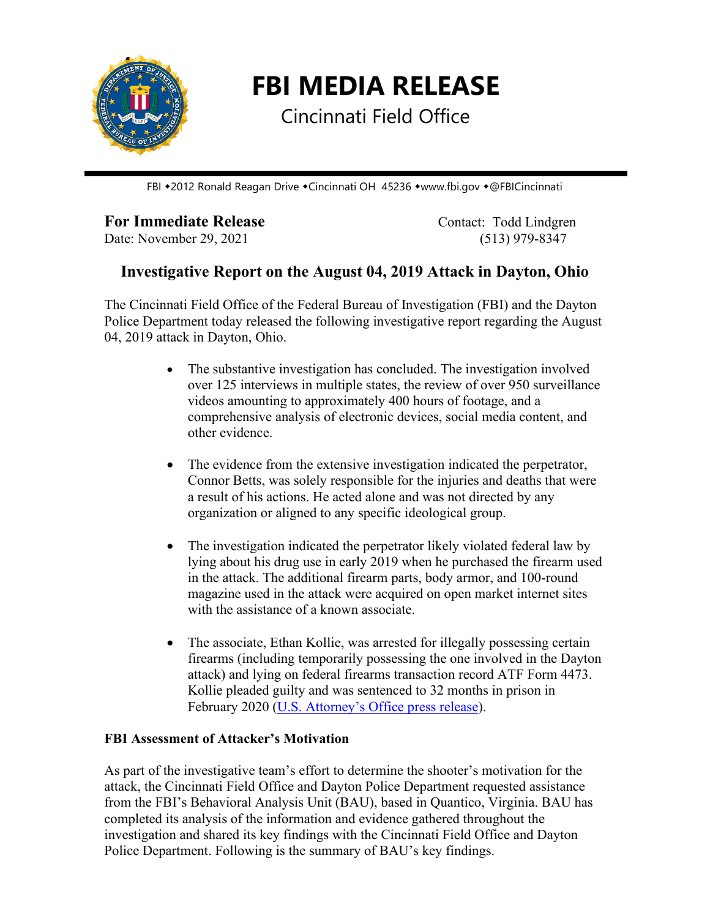# FBI MEDIA RELEASE

Cincinnati Field Office

FBI • 2012 Ronald Reagan Drive • Cincinnati OH 45236 • www.fbi.gov • @FBICincinnati

**For Immediate Release**
Date: November 29, 2021

Contact: Todd Lindgren
(513) 979-8347

## Investigative Report on the August 04, 2019 Attack in Dayton, Ohio

The Cincinnati Field Office of the Federal Bureau of Investigation (FBI) and the Dayton Police Department today released the following investigative report regarding the August 04, 2019 attack in Dayton, Ohio.

- The substantive investigation has concluded. The investigation involved over 125 interviews in multiple states, the review of over 950 surveillance videos amounting to approximately 400 hours of footage, and a comprehensive analysis of electronic devices, social media content, and other evidence.

- The evidence from the extensive investigation indicated the perpetrator, Connor Betts, was solely responsible for the injuries and deaths that were a result of his actions. He acted alone and was not directed by any organization or aligned to any specific ideological group.

- The investigation indicated the perpetrator likely violated federal law by lying about his drug use in early 2019 when he purchased the firearm used in the attack. The additional firearm parts, body armor, and 100-round magazine used in the attack were acquired on open market internet sites with the assistance of a known associate.

- The associate, Ethan Kollie, was arrested for illegally possessing certain firearms (including temporarily possessing the one involved in the Dayton attack) and lying on federal firearms transaction record ATF Form 4473. Kollie pleaded guilty and was sentenced to 32 months in prison in February 2020 (U.S. Attorney's Office press release).

**FBI Assessment of Attacker's Motivation**

As part of the investigative team's effort to determine the shooter's motivation for the attack, the Cincinnati Field Office and Dayton Police Department requested assistance from the FBI's Behavioral Analysis Unit (BAU), based in Quantico, Virginia. BAU has completed its analysis of the information and evidence gathered throughout the investigation and shared its key findings with the Cincinnati Field Office and Dayton Police Department. Following is the summary of BAU's key findings.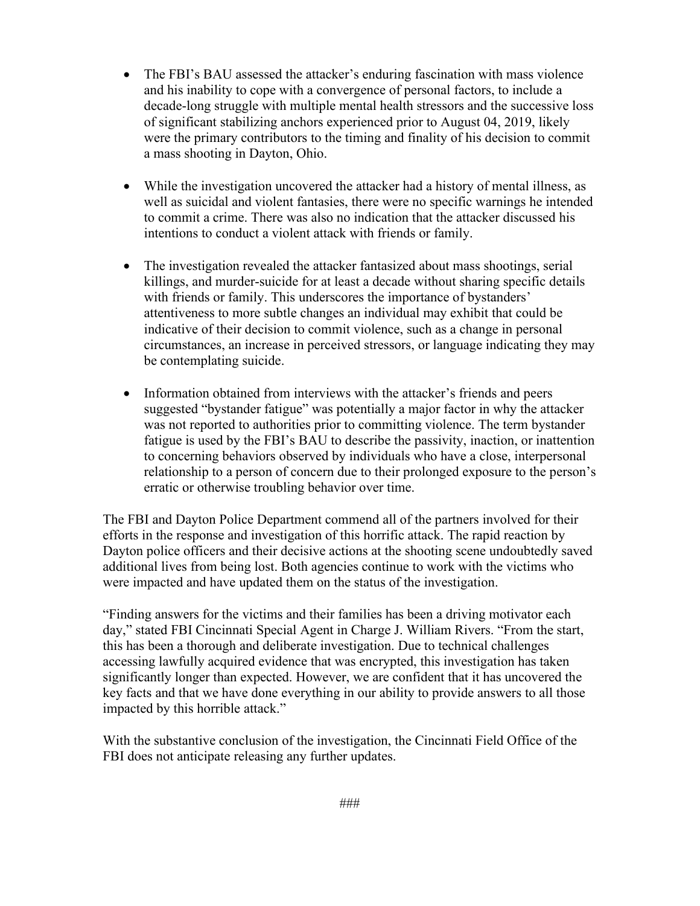- The FBI's BAU assessed the attacker's enduring fascination with mass violence and his inability to cope with a convergence of personal factors, to include a decade-long struggle with multiple mental health stressors and the successive loss of significant stabilizing anchors experienced prior to August 04, 2019, likely were the primary contributors to the timing and finality of his decision to commit a mass shooting in Dayton, Ohio.

- While the investigation uncovered the attacker had a history of mental illness, as well as suicidal and violent fantasies, there were no specific warnings he intended to commit a crime. There was also no indication that the attacker discussed his intentions to conduct a violent attack with friends or family.

- The investigation revealed the attacker fantasized about mass shootings, serial killings, and murder-suicide for at least a decade without sharing specific details with friends or family. This underscores the importance of bystanders' attentiveness to more subtle changes an individual may exhibit that could be indicative of their decision to commit violence, such as a change in personal circumstances, an increase in perceived stressors, or language indicating they may be contemplating suicide.

- Information obtained from interviews with the attacker's friends and peers suggested "bystander fatigue" was potentially a major factor in why the attacker was not reported to authorities prior to committing violence. The term bystander fatigue is used by the FBI's BAU to describe the passivity, inaction, or inattention to concerning behaviors observed by individuals who have a close, interpersonal relationship to a person of concern due to their prolonged exposure to the person's erratic or otherwise troubling behavior over time.

The FBI and Dayton Police Department commend all of the partners involved for their efforts in the response and investigation of this horrific attack. The rapid reaction by Dayton police officers and their decisive actions at the shooting scene undoubtedly saved additional lives from being lost. Both agencies continue to work with the victims who were impacted and have updated them on the status of the investigation.

"Finding answers for the victims and their families has been a driving motivator each day," stated FBI Cincinnati Special Agent in Charge J. William Rivers. "From the start, this has been a thorough and deliberate investigation. Due to technical challenges accessing lawfully acquired evidence that was encrypted, this investigation has taken significantly longer than expected. However, we are confident that it has uncovered the key facts and that we have done everything in our ability to provide answers to all those impacted by this horrible attack."

With the substantive conclusion of the investigation, the Cincinnati Field Office of the FBI does not anticipate releasing any further updates.

###